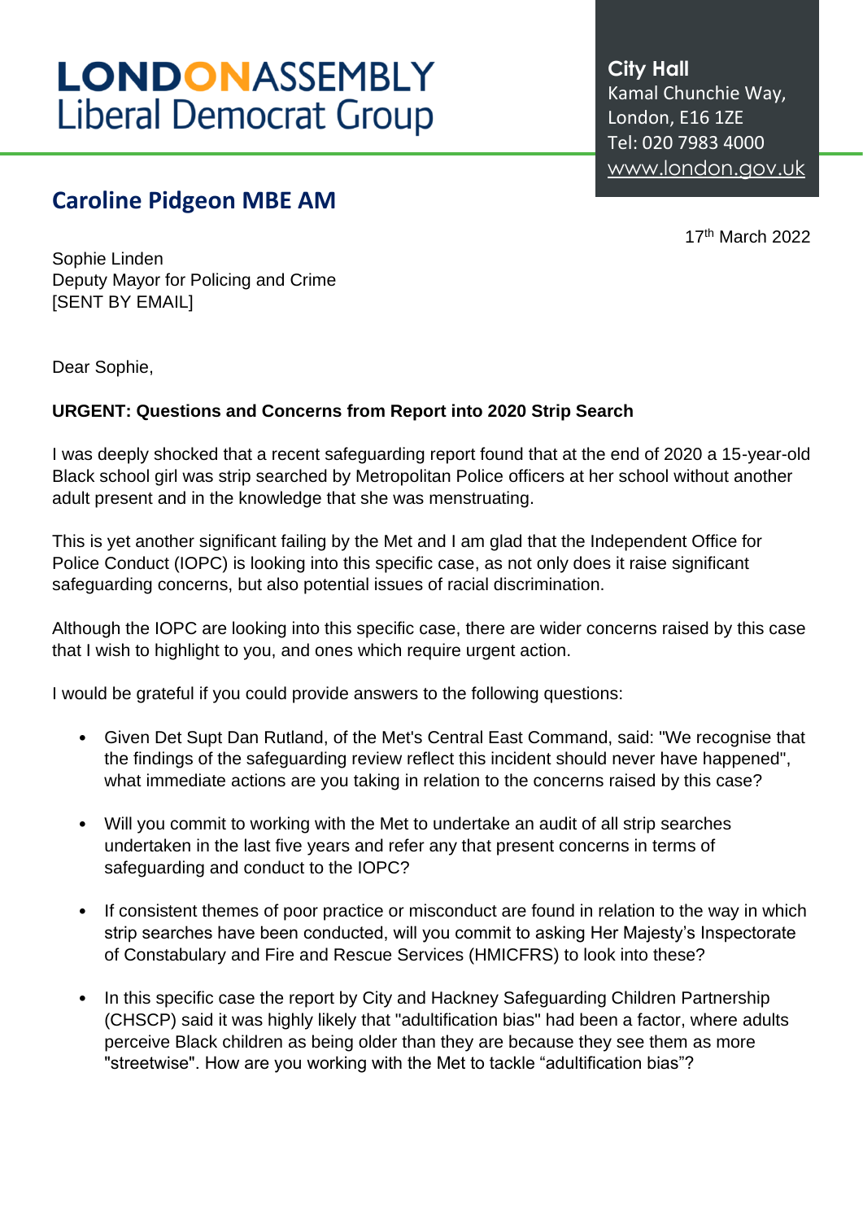# LONDONASSEMBLY
Liberal Democrat Group

**City Hall**
Kamal Chunchie Way,
London, E16 1ZE
Tel: 020 7983 4000
www.london.gov.uk

## Caroline Pidgeon MBE AM

17th March 2022

Sophie Linden
Deputy Mayor for Policing and Crime
[SENT BY EMAIL]

Dear Sophie,

**URGENT: Questions and Concerns from Report into 2020 Strip Search**

I was deeply shocked that a recent safeguarding report found that at the end of 2020 a 15-year-old Black school girl was strip searched by Metropolitan Police officers at her school without another adult present and in the knowledge that she was menstruating.

This is yet another significant failing by the Met and I am glad that the Independent Office for Police Conduct (IOPC) is looking into this specific case, as not only does it raise significant safeguarding concerns, but also potential issues of racial discrimination.

Although the IOPC are looking into this specific case, there are wider concerns raised by this case that I wish to highlight to you, and ones which require urgent action.

I would be grateful if you could provide answers to the following questions:

- Given Det Supt Dan Rutland, of the Met's Central East Command, said: "We recognise that the findings of the safeguarding review reflect this incident should never have happened", what immediate actions are you taking in relation to the concerns raised by this case?
- Will you commit to working with the Met to undertake an audit of all strip searches undertaken in the last five years and refer any that present concerns in terms of safeguarding and conduct to the IOPC?
- If consistent themes of poor practice or misconduct are found in relation to the way in which strip searches have been conducted, will you commit to asking Her Majesty's Inspectorate of Constabulary and Fire and Rescue Services (HMICFRS) to look into these?
- In this specific case the report by City and Hackney Safeguarding Children Partnership (CHSCP) said it was highly likely that "adultification bias" had been a factor, where adults perceive Black children as being older than they are because they see them as more "streetwise". How are you working with the Met to tackle "adultification bias"?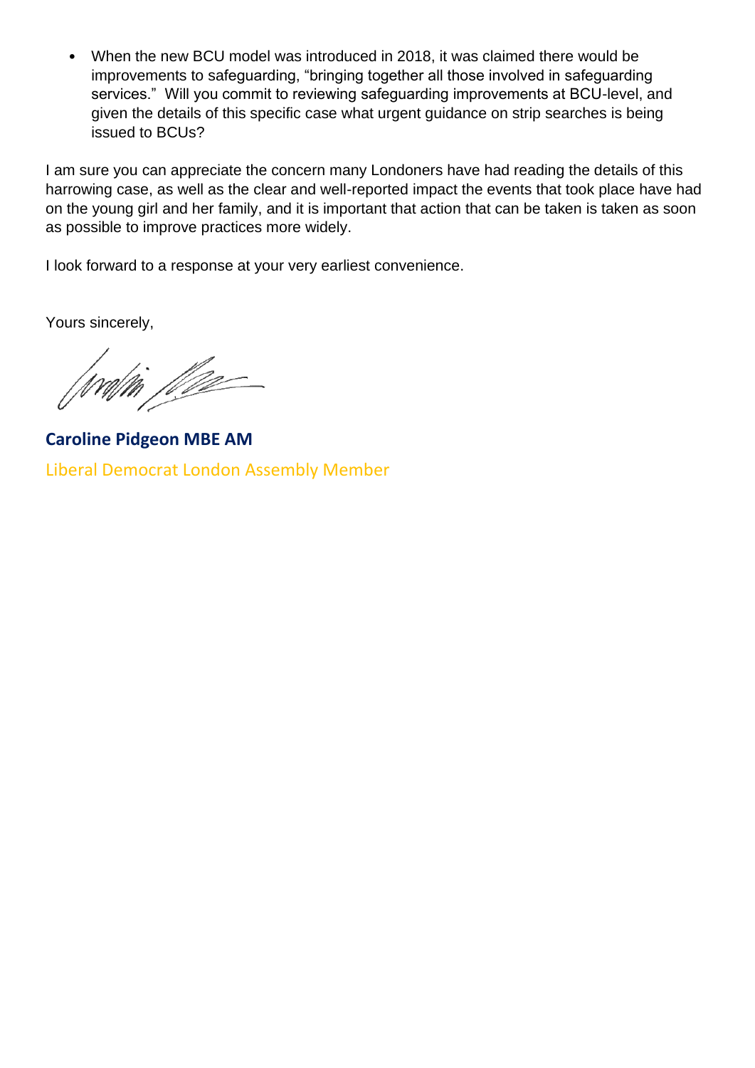- When the new BCU model was introduced in 2018, it was claimed there would be improvements to safeguarding, “bringing together all those involved in safeguarding services.” Will you commit to reviewing safeguarding improvements at BCU-level, and given the details of this specific case what urgent guidance on strip searches is being issued to BCUs?

I am sure you can appreciate the concern many Londoners have had reading the details of this harrowing case, as well as the clear and well-reported impact the events that took place have had on the young girl and her family, and it is important that action that can be taken is taken as soon as possible to improve practices more widely.

I look forward to a response at your very earliest convenience.

Yours sincerely,

**Caroline Pidgeon MBE AM**

Liberal Democrat London Assembly Member